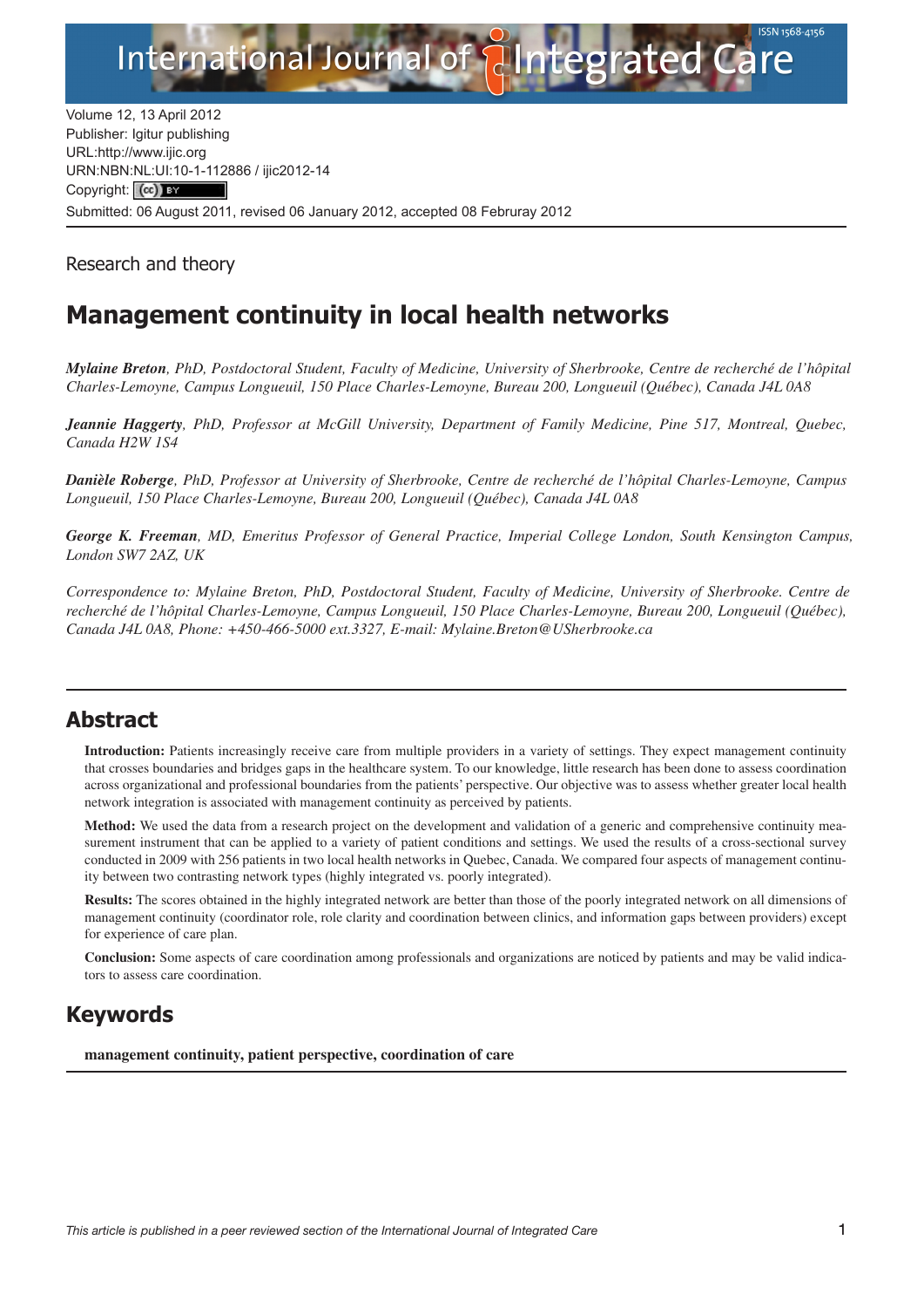Volume 12, 13 April 2012
Publisher: Igitur publishing
URL:http://www.ijic.org
URN:NBN:NL:UI:10-1-112886 / ijic2012-14
Copyright: (cc) BY
Submitted: 06 August 2011, revised 06 January 2012, accepted 08 Februray 2012

Research and theory

# Management continuity in local health networks

***Mylaine Breton**, PhD, Postdoctoral Student, Faculty of Medicine, University of Sherbrooke, Centre de recherché de l'hôpital Charles-Lemoyne, Campus Longueuil, 150 Place Charles-Lemoyne, Bureau 200, Longueuil (Québec), Canada J4L 0A8*

***Jeannie Haggerty**, PhD, Professor at McGill University, Department of Family Medicine, Pine 517, Montreal, Quebec, Canada H2W 1S4*

***Danièle Roberge**, PhD, Professor at University of Sherbrooke, Centre de recherché de l'hôpital Charles-Lemoyne, Campus Longueuil, 150 Place Charles-Lemoyne, Bureau 200, Longueuil (Québec), Canada J4L 0A8*

***George K. Freeman**, MD, Emeritus Professor of General Practice, Imperial College London, South Kensington Campus, London SW7 2AZ, UK*

*Correspondence to: Mylaine Breton, PhD, Postdoctoral Student, Faculty of Medicine, University of Sherbrooke. Centre de recherché de l'hôpital Charles-Lemoyne, Campus Longueuil, 150 Place Charles-Lemoyne, Bureau 200, Longueuil (Québec), Canada J4L 0A8, Phone: +450-466-5000 ext.3327, E-mail: Mylaine.Breton@USherbrooke.ca*

## Abstract

**Introduction:** Patients increasingly receive care from multiple providers in a variety of settings. They expect management continuity that crosses boundaries and bridges gaps in the healthcare system. To our knowledge, little research has been done to assess coordination across organizational and professional boundaries from the patients' perspective. Our objective was to assess whether greater local health network integration is associated with management continuity as perceived by patients.

**Method:** We used the data from a research project on the development and validation of a generic and comprehensive continuity measurement instrument that can be applied to a variety of patient conditions and settings. We used the results of a cross-sectional survey conducted in 2009 with 256 patients in two local health networks in Quebec, Canada. We compared four aspects of management continuity between two contrasting network types (highly integrated vs. poorly integrated).

**Results:** The scores obtained in the highly integrated network are better than those of the poorly integrated network on all dimensions of management continuity (coordinator role, role clarity and coordination between clinics, and information gaps between providers) except for experience of care plan.

**Conclusion:** Some aspects of care coordination among professionals and organizations are noticed by patients and may be valid indicators to assess care coordination.

## Keywords

**management continuity, patient perspective, coordination of care**

*This article is published in a peer reviewed section of the International Journal of Integrated Care*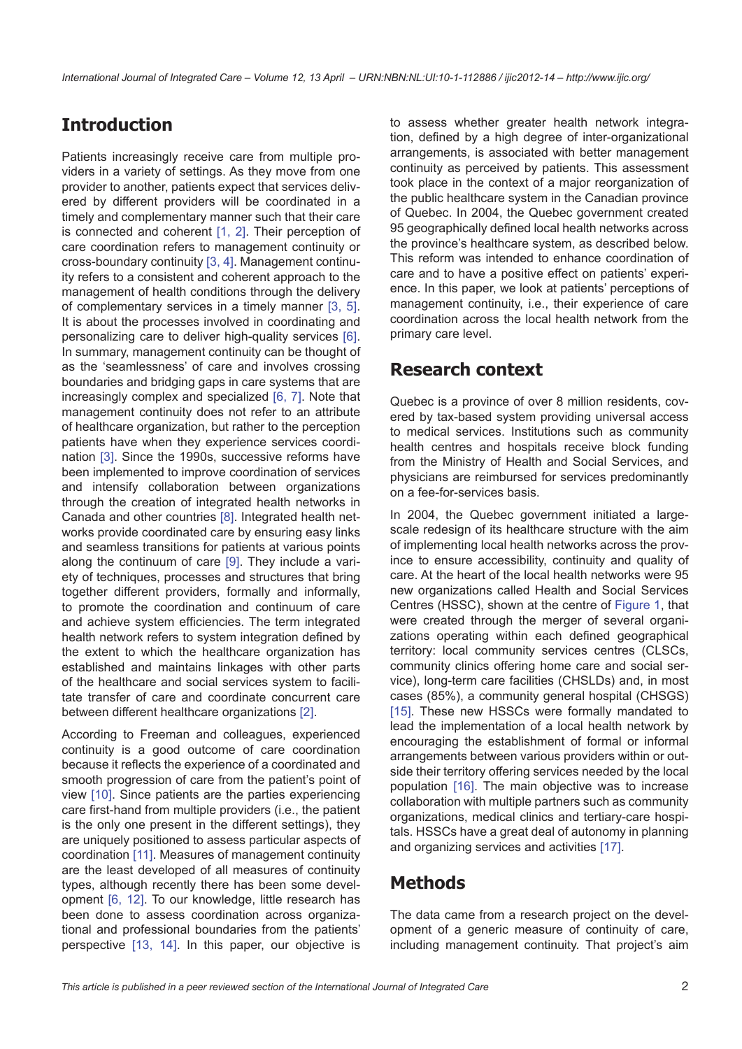## Introduction

Patients increasingly receive care from multiple providers in a variety of settings. As they move from one provider to another, patients expect that services delivered by different providers will be coordinated in a timely and complementary manner such that their care is connected and coherent [1, 2]. Their perception of care coordination refers to management continuity or cross-boundary continuity [3, 4]. Management continuity refers to a consistent and coherent approach to the management of health conditions through the delivery of complementary services in a timely manner [3, 5]. It is about the processes involved in coordinating and personalizing care to deliver high-quality services [6]. In summary, management continuity can be thought of as the 'seamlessness' of care and involves crossing boundaries and bridging gaps in care systems that are increasingly complex and specialized [6, 7]. Note that management continuity does not refer to an attribute of healthcare organization, but rather to the perception patients have when they experience services coordination [3]. Since the 1990s, successive reforms have been implemented to improve coordination of services and intensify collaboration between organizations through the creation of integrated health networks in Canada and other countries [8]. Integrated health networks provide coordinated care by ensuring easy links and seamless transitions for patients at various points along the continuum of care [9]. They include a variety of techniques, processes and structures that bring together different providers, formally and informally, to promote the coordination and continuum of care and achieve system efficiencies. The term integrated health network refers to system integration defined by the extent to which the healthcare organization has established and maintains linkages with other parts of the healthcare and social services system to facilitate transfer of care and coordinate concurrent care between different healthcare organizations [2].

According to Freeman and colleagues, experienced continuity is a good outcome of care coordination because it reflects the experience of a coordinated and smooth progression of care from the patient's point of view [10]. Since patients are the parties experiencing care first-hand from multiple providers (i.e., the patient is the only one present in the different settings), they are uniquely positioned to assess particular aspects of coordination [11]. Measures of management continuity are the least developed of all measures of continuity types, although recently there has been some development [6, 12]. To our knowledge, little research has been done to assess coordination across organizational and professional boundaries from the patients' perspective [13, 14]. In this paper, our objective is to assess whether greater health network integration, defined by a high degree of inter-organizational arrangements, is associated with better management continuity as perceived by patients. This assessment took place in the context of a major reorganization of the public healthcare system in the Canadian province of Quebec. In 2004, the Quebec government created 95 geographically defined local health networks across the province's healthcare system, as described below. This reform was intended to enhance coordination of care and to have a positive effect on patients' experience. In this paper, we look at patients' perceptions of management continuity, i.e., their experience of care coordination across the local health network from the primary care level.

## Research context

Quebec is a province of over 8 million residents, covered by tax-based system providing universal access to medical services. Institutions such as community health centres and hospitals receive block funding from the Ministry of Health and Social Services, and physicians are reimbursed for services predominantly on a fee-for-services basis.

In 2004, the Quebec government initiated a large-scale redesign of its healthcare structure with the aim of implementing local health networks across the province to ensure accessibility, continuity and quality of care. At the heart of the local health networks were 95 new organizations called Health and Social Services Centres (HSSC), shown at the centre of Figure 1, that were created through the merger of several organizations operating within each defined geographical territory: local community services centres (CLSCs, community clinics offering home care and social service), long-term care facilities (CHSLDs) and, in most cases (85%), a community general hospital (CHSGS) [15]. These new HSSCs were formally mandated to lead the implementation of a local health network by encouraging the establishment of formal or informal arrangements between various providers within or outside their territory offering services needed by the local population [16]. The main objective was to increase collaboration with multiple partners such as community organizations, medical clinics and tertiary-care hospitals. HSSCs have a great deal of autonomy in planning and organizing services and activities [17].

## Methods

The data came from a research project on the development of a generic measure of continuity of care, including management continuity. That project's aim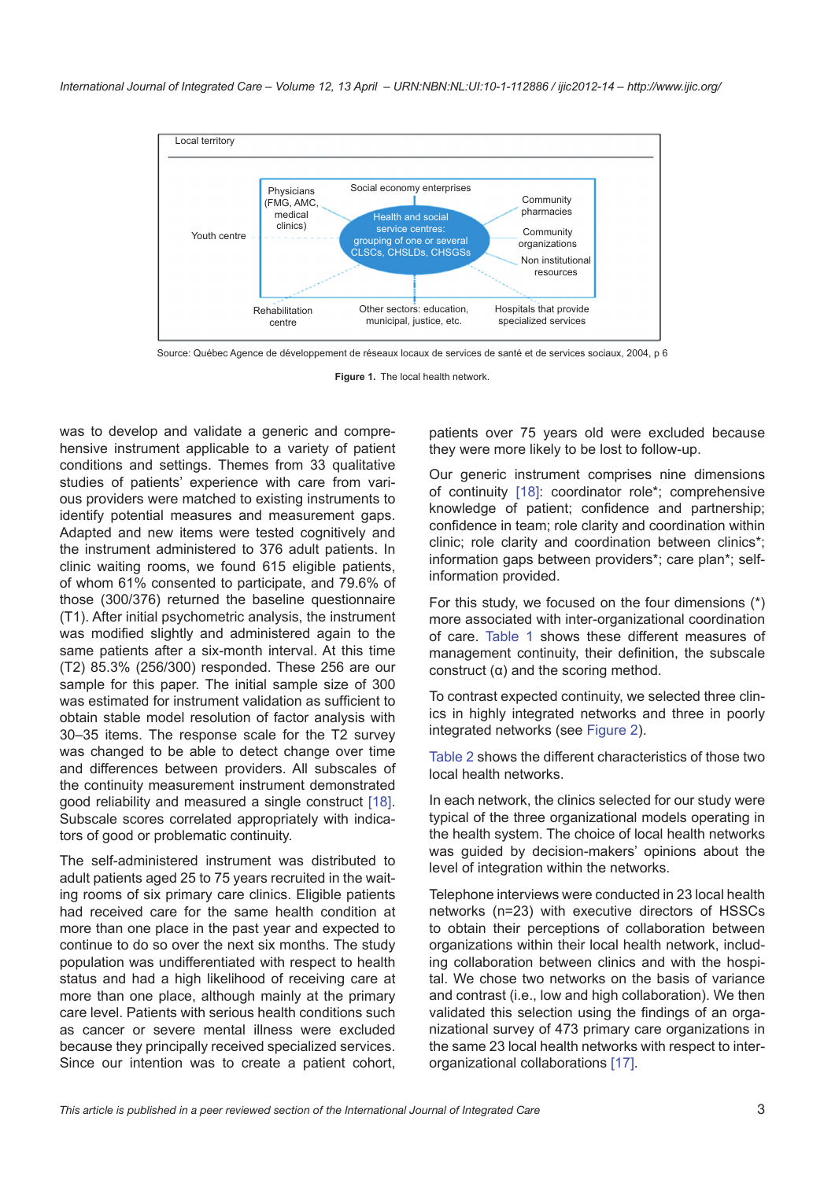Local territory

Physicians (FMG, AMC, medical clinics)

Social economy enterprises

Community pharmacies

Youth centre

Health and social service centres: grouping of one or several CLSCs, CHSLDs, CHSGSs

Community organizations

Non institutional resources

Rehabilitation centre

Other sectors: education, municipal, justice, etc.

Hospitals that provide specialized services

Source: Québec Agence de développement de réseaux locaux de services de santé et de services sociaux, 2004, p 6

**Figure 1.** The local health network.

was to develop and validate a generic and comprehensive instrument applicable to a variety of patient conditions and settings. Themes from 33 qualitative studies of patients' experience with care from various providers were matched to existing instruments to identify potential measures and measurement gaps. Adapted and new items were tested cognitively and the instrument administered to 376 adult patients. In clinic waiting rooms, we found 615 eligible patients, of whom 61% consented to participate, and 79.6% of those (300/376) returned the baseline questionnaire (T1). After initial psychometric analysis, the instrument was modified slightly and administered again to the same patients after a six-month interval. At this time (T2) 85.3% (256/300) responded. These 256 are our sample for this paper. The initial sample size of 300 was estimated for instrument validation as sufficient to obtain stable model resolution of factor analysis with 30–35 items. The response scale for the T2 survey was changed to be able to detect change over time and differences between providers. All subscales of the continuity measurement instrument demonstrated good reliability and measured a single construct [18]. Subscale scores correlated appropriately with indicators of good or problematic continuity.

The self-administered instrument was distributed to adult patients aged 25 to 75 years recruited in the waiting rooms of six primary care clinics. Eligible patients had received care for the same health condition at more than one place in the past year and expected to continue to do so over the next six months. The study population was undifferentiated with respect to health status and had a high likelihood of receiving care at more than one place, although mainly at the primary care level. Patients with serious health conditions such as cancer or severe mental illness were excluded because they principally received specialized services. Since our intention was to create a patient cohort, patients over 75 years old were excluded because they were more likely to be lost to follow-up.

Our generic instrument comprises nine dimensions of continuity [18]: coordinator role*; comprehensive knowledge of patient; confidence and partnership; confidence in team; role clarity and coordination within clinic; role clarity and coordination between clinics*; information gaps between providers*; care plan*; self-information provided.

For this study, we focused on the four dimensions (*) more associated with inter-organizational coordination of care. Table 1 shows these different measures of management continuity, their definition, the subscale construct (α) and the scoring method.

To contrast expected continuity, we selected three clinics in highly integrated networks and three in poorly integrated networks (see Figure 2).

Table 2 shows the different characteristics of those two local health networks.

In each network, the clinics selected for our study were typical of the three organizational models operating in the health system. The choice of local health networks was guided by decision-makers' opinions about the level of integration within the networks.

Telephone interviews were conducted in 23 local health networks (n=23) with executive directors of HSSCs to obtain their perceptions of collaboration between organizations within their local health network, including collaboration between clinics and with the hospital. We chose two networks on the basis of variance and contrast (i.e., low and high collaboration). We then validated this selection using the findings of an organizational survey of 473 primary care organizations in the same 23 local health networks with respect to inter-organizational collaborations [17].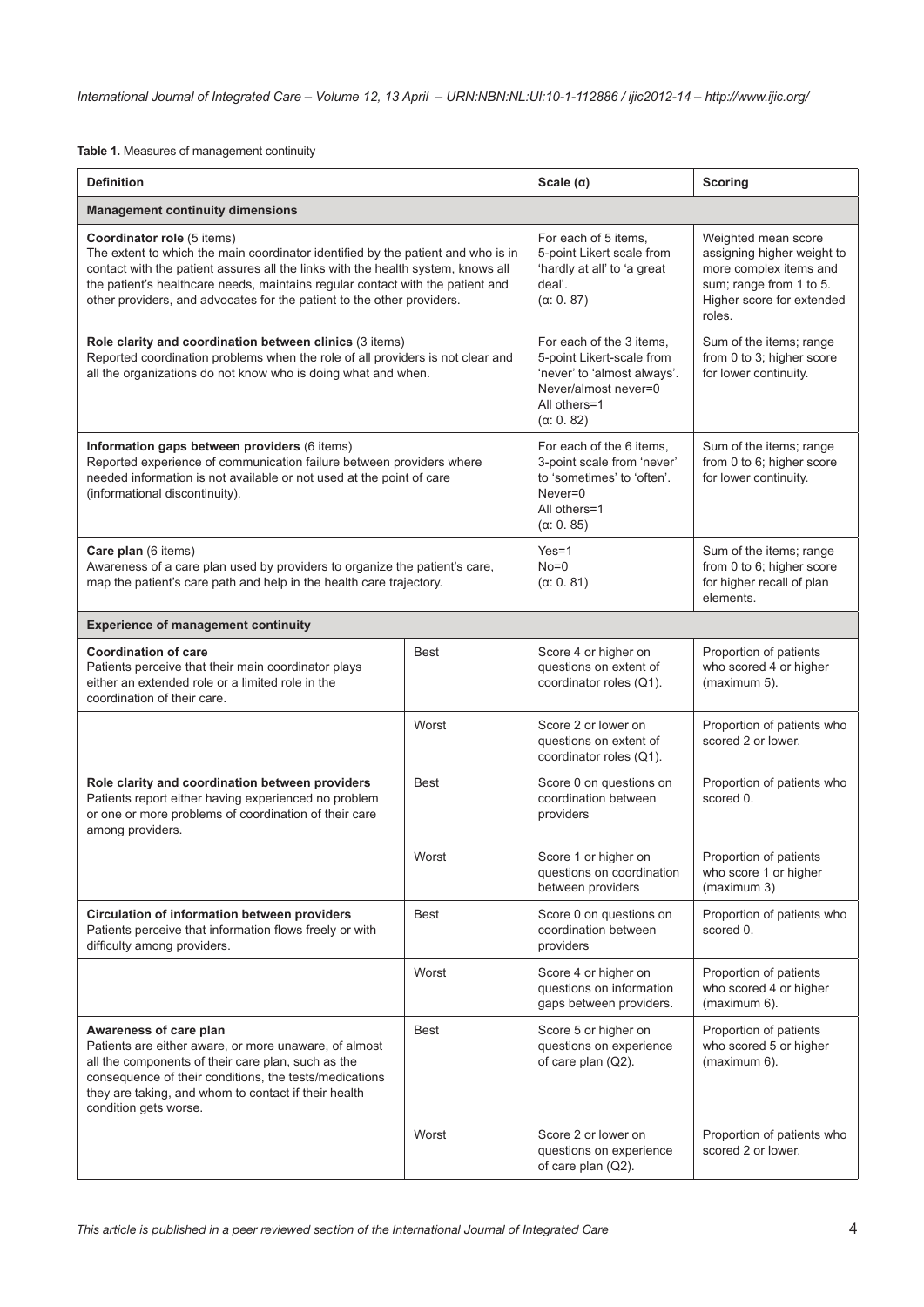**Table 1.** Measures of management continuity

| Definition | | Scale (α) | Scoring |
|---|---|---|---|
| **Management continuity dimensions** | | | |
| **Coordinator role** (5 items) The extent to which the main coordinator identified by the patient and who is in contact with the patient assures all the links with the health system, knows all the patient's healthcare needs, maintains regular contact with the patient and other providers, and advocates for the patient to the other providers. | | For each of 5 items, 5-point Likert scale from 'hardly at all' to 'a great deal'. (α: 0. 87) | Weighted mean score assigning higher weight to more complex items and sum; range from 1 to 5. Higher score for extended roles. |
| **Role clarity and coordination between clinics** (3 items) Reported coordination problems when the role of all providers is not clear and all the organizations do not know who is doing what and when. | | For each of the 3 items, 5-point Likert-scale from 'never' to 'almost always'. Never/almost never=0 All others=1 (α: 0. 82) | Sum of the items; range from 0 to 3; higher score for lower continuity. |
| **Information gaps between providers** (6 items) Reported experience of communication failure between providers where needed information is not available or not used at the point of care (informational discontinuity). | | For each of the 6 items, 3-point scale from 'never' to 'sometimes' to 'often'. Never=0 All others=1 (α: 0. 85) | Sum of the items; range from 0 to 6; higher score for lower continuity. |
| **Care plan** (6 items) Awareness of a care plan used by providers to organize the patient's care, map the patient's care path and help in the health care trajectory. | | Yes=1 No=0 (α: 0. 81) | Sum of the items; range from 0 to 6; higher score for higher recall of plan elements. |
| **Experience of management continuity** | | | |
| **Coordination of care** Patients perceive that their main coordinator plays either an extended role or a limited role in the coordination of their care. | Best | Score 4 or higher on questions on extent of coordinator roles (Q1). | Proportion of patients who scored 4 or higher (maximum 5). |
| | Worst | Score 2 or lower on questions on extent of coordinator roles (Q1). | Proportion of patients who scored 2 or lower. |
| **Role clarity and coordination between providers** Patients report either having experienced no problem or one or more problems of coordination of their care among providers. | Best | Score 0 on questions on coordination between providers | Proportion of patients who scored 0. |
| | Worst | Score 1 or higher on questions on coordination between providers | Proportion of patients who score 1 or higher (maximum 3) |
| **Circulation of information between providers** Patients perceive that information flows freely or with difficulty among providers. | Best | Score 0 on questions on coordination between providers | Proportion of patients who scored 0. |
| | Worst | Score 4 or higher on questions on information gaps between providers. | Proportion of patients who scored 4 or higher (maximum 6). |
| **Awareness of care plan** Patients are either aware, or more unaware, of almost all the components of their care plan, such as the consequence of their conditions, the tests/medications they are taking, and whom to contact if their health condition gets worse. | Best | Score 5 or higher on questions on experience of care plan (Q2). | Proportion of patients who scored 5 or higher (maximum 6). |
| | Worst | Score 2 or lower on questions on experience of care plan (Q2). | Proportion of patients who scored 2 or lower. |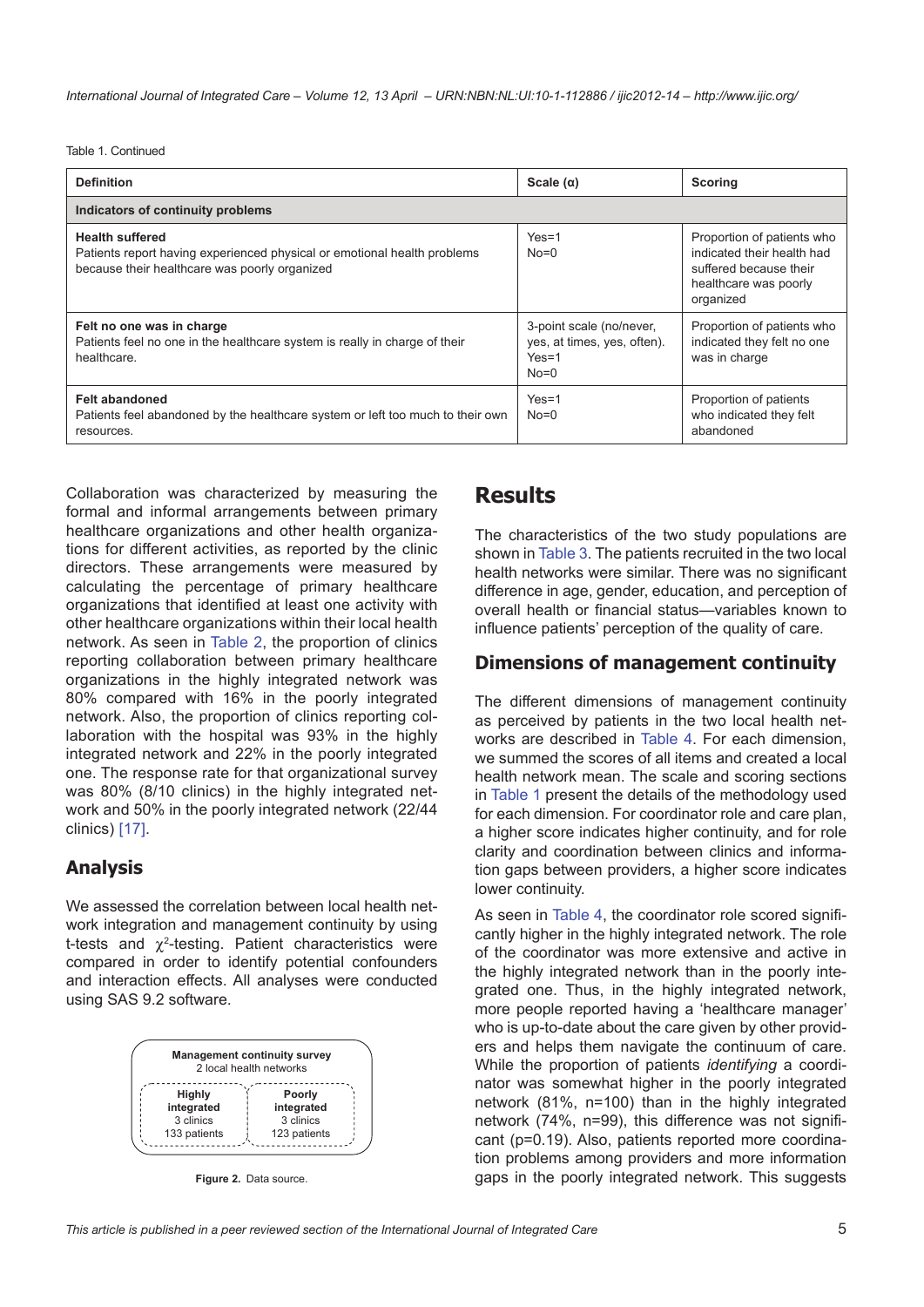Table 1. Continued

| Definition | Scale (α) | Scoring |
|---|---|---|
| **Indicators of continuity problems** | | |
| **Health suffered** Patients report having experienced physical or emotional health problems because their healthcare was poorly organized | Yes=1 No=0 | Proportion of patients who indicated their health had suffered because their healthcare was poorly organized |
| **Felt no one was in charge** Patients feel no one in the healthcare system is really in charge of their healthcare. | 3-point scale (no/never, yes, at times, yes, often). Yes=1 No=0 | Proportion of patients who indicated they felt no one was in charge |
| **Felt abandoned** Patients feel abandoned by the healthcare system or left too much to their own resources. | Yes=1 No=0 | Proportion of patients who indicated they felt abandoned |

Collaboration was characterized by measuring the formal and informal arrangements between primary healthcare organizations and other health organizations for different activities, as reported by the clinic directors. These arrangements were measured by calculating the percentage of primary healthcare organizations that identified at least one activity with other healthcare organizations within their local health network. As seen in Table 2, the proportion of clinics reporting collaboration between primary healthcare organizations in the highly integrated network was 80% compared with 16% in the poorly integrated network. Also, the proportion of clinics reporting collaboration with the hospital was 93% in the highly integrated network and 22% in the poorly integrated one. The response rate for that organizational survey was 80% (8/10 clinics) in the highly integrated network and 50% in the poorly integrated network (22/44 clinics) [17].

## Analysis

We assessed the correlation between local health network integration and management continuity by using t-tests and $\chi^2$-testing. Patient characteristics were compared in order to identify potential confounders and interaction effects. All analyses were conducted using SAS 9.2 software.

| Management continuity survey 2 local health networks | |
|---|---|
| Highly integrated 3 clinics 133 patients | Poorly integrated 3 clinics 123 patients |

**Figure 2.** Data source.

## Results

The characteristics of the two study populations are shown in Table 3. The patients recruited in the two local health networks were similar. There was no significant difference in age, gender, education, and perception of overall health or financial status—variables known to influence patients' perception of the quality of care.

### Dimensions of management continuity

The different dimensions of management continuity as perceived by patients in the two local health networks are described in Table 4. For each dimension, we summed the scores of all items and created a local health network mean. The scale and scoring sections in Table 1 present the details of the methodology used for each dimension. For coordinator role and care plan, a higher score indicates higher continuity, and for role clarity and coordination between clinics and information gaps between providers, a higher score indicates lower continuity.

As seen in Table 4, the coordinator role scored significantly higher in the highly integrated network. The role of the coordinator was more extensive and active in the highly integrated network than in the poorly integrated one. Thus, in the highly integrated network, more people reported having a 'healthcare manager' who is up-to-date about the care given by other providers and helps them navigate the continuum of care. While the proportion of patients *identifying* a coordinator was somewhat higher in the poorly integrated network (81%, n=100) than in the highly integrated network (74%, n=99), this difference was not significant (p=0.19). Also, patients reported more coordination problems among providers and more information gaps in the poorly integrated network. This suggests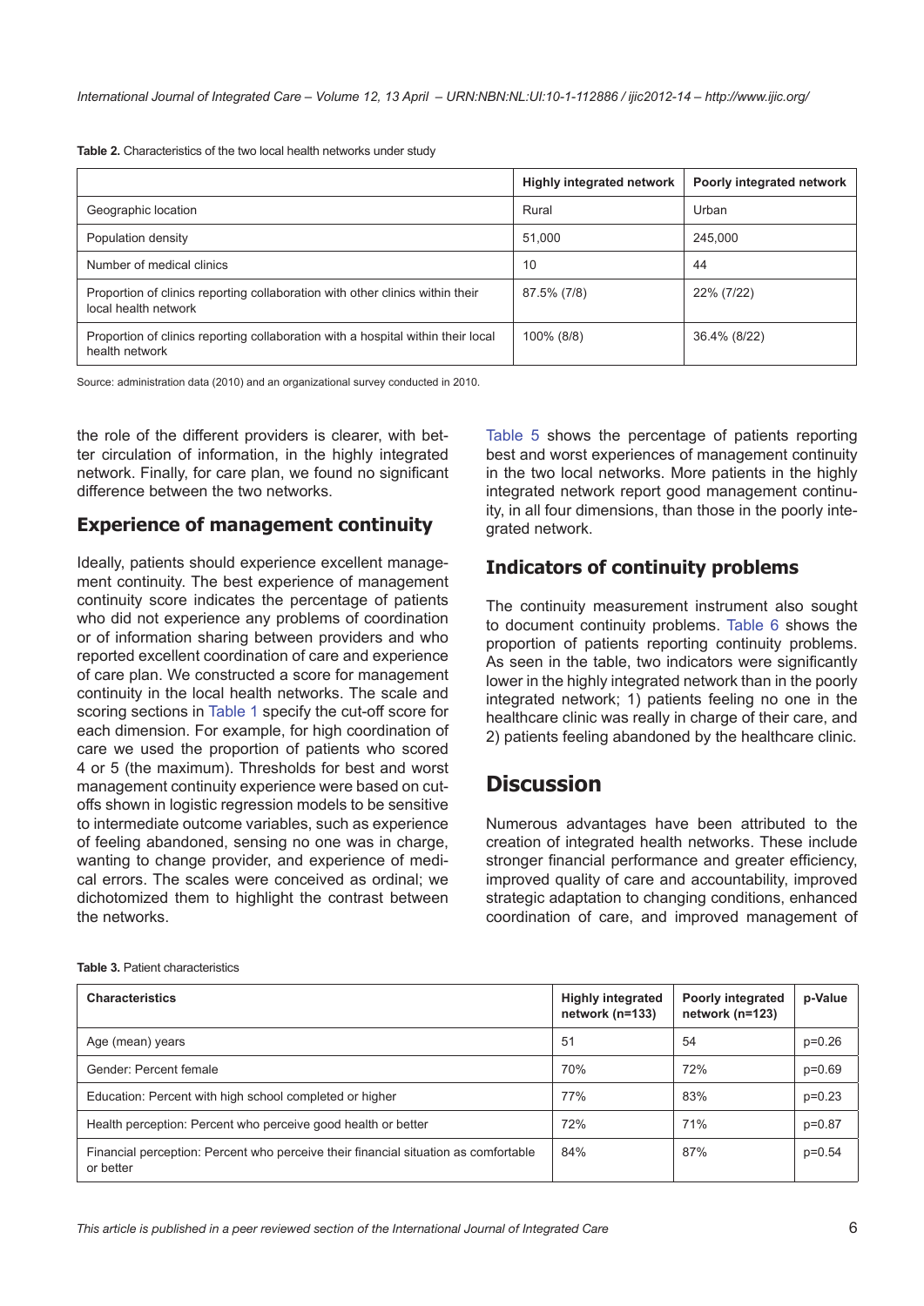**Table 2.** Characteristics of the two local health networks under study

| | Highly integrated network | Poorly integrated network |
|---|---|---|
| Geographic location | Rural | Urban |
| Population density | 51,000 | 245,000 |
| Number of medical clinics | 10 | 44 |
| Proportion of clinics reporting collaboration with other clinics within their local health network | 87.5% (7/8) | 22% (7/22) |
| Proportion of clinics reporting collaboration with a hospital within their local health network | 100% (8/8) | 36.4% (8/22) |

Source: administration data (2010) and an organizational survey conducted in 2010.

the role of the different providers is clearer, with better circulation of information, in the highly integrated network. Finally, for care plan, we found no significant difference between the two networks.

## Experience of management continuity

Ideally, patients should experience excellent management continuity. The best experience of management continuity score indicates the percentage of patients who did not experience any problems of coordination or of information sharing between providers and who reported excellent coordination of care and experience of care plan. We constructed a score for management continuity in the local health networks. The scale and scoring sections in Table 1 specify the cut-off score for each dimension. For example, for high coordination of care we used the proportion of patients who scored 4 or 5 (the maximum). Thresholds for best and worst management continuity experience were based on cut-offs shown in logistic regression models to be sensitive to intermediate outcome variables, such as experience of feeling abandoned, sensing no one was in charge, wanting to change provider, and experience of medical errors. The scales were conceived as ordinal; we dichotomized them to highlight the contrast between the networks.

Table 5 shows the percentage of patients reporting best and worst experiences of management continuity in the two local networks. More patients in the highly integrated network report good management continuity, in all four dimensions, than those in the poorly integrated network.

## Indicators of continuity problems

The continuity measurement instrument also sought to document continuity problems. Table 6 shows the proportion of patients reporting continuity problems. As seen in the table, two indicators were significantly lower in the highly integrated network than in the poorly integrated network; 1) patients feeling no one in the healthcare clinic was really in charge of their care, and 2) patients feeling abandoned by the healthcare clinic.

# Discussion

Numerous advantages have been attributed to the creation of integrated health networks. These include stronger financial performance and greater efficiency, improved quality of care and accountability, improved strategic adaptation to changing conditions, enhanced coordination of care, and improved management of

**Table 3.** Patient characteristics

| Characteristics | Highly integrated network (n=133) | Poorly integrated network (n=123) | p-Value |
|---|---|---|---|
| Age (mean) years | 51 | 54 | p=0.26 |
| Gender: Percent female | 70% | 72% | p=0.69 |
| Education: Percent with high school completed or higher | 77% | 83% | p=0.23 |
| Health perception: Percent who perceive good health or better | 72% | 71% | p=0.87 |
| Financial perception: Percent who perceive their financial situation as comfortable or better | 84% | 87% | p=0.54 |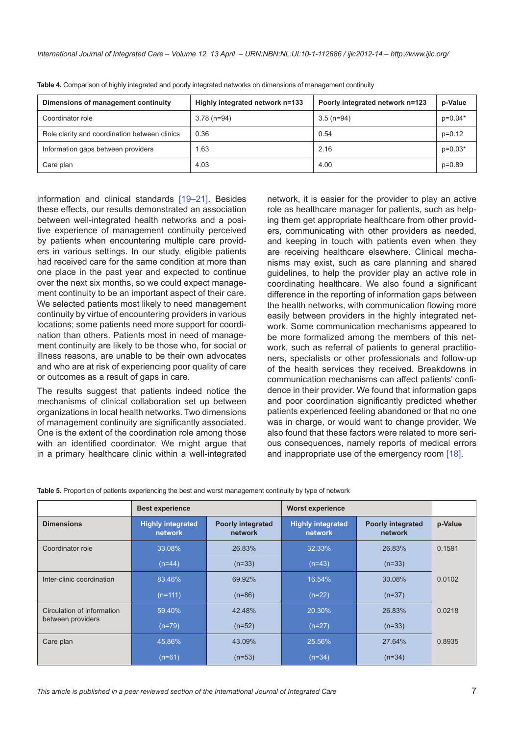**Table 4.** Comparison of highly integrated and poorly integrated networks on dimensions of management continuity

| Dimensions of management continuity | Highly integrated network n=133 | Poorly integrated network n=123 | p-Value |
|---|---|---|---|
| Coordinator role | 3.78 (n=94) | 3.5 (n=94) | p=0.04* |
| Role clarity and coordination between clinics | 0.36 | 0.54 | p=0.12 |
| Information gaps between providers | 1.63 | 2.16 | p=0.03* |
| Care plan | 4.03 | 4.00 | p=0.89 |

information and clinical standards [19–21]. Besides these effects, our results demonstrated an association between well-integrated health networks and a positive experience of management continuity perceived by patients when encountering multiple care providers in various settings. In our study, eligible patients had received care for the same condition at more than one place in the past year and expected to continue over the next six months, so we could expect management continuity to be an important aspect of their care. We selected patients most likely to need management continuity by virtue of encountering providers in various locations; some patients need more support for coordination than others. Patients most in need of management continuity are likely to be those who, for social or illness reasons, are unable to be their own advocates and who are at risk of experiencing poor quality of care or outcomes as a result of gaps in care.

The results suggest that patients indeed notice the mechanisms of clinical collaboration set up between organizations in local health networks. Two dimensions of management continuity are significantly associated. One is the extent of the coordination role among those with an identified coordinator. We might argue that in a primary healthcare clinic within a well-integrated network, it is easier for the provider to play an active role as healthcare manager for patients, such as helping them get appropriate healthcare from other providers, communicating with other providers as needed, and keeping in touch with patients even when they are receiving healthcare elsewhere. Clinical mechanisms may exist, such as care planning and shared guidelines, to help the provider play an active role in coordinating healthcare. We also found a significant difference in the reporting of information gaps between the health networks, with communication flowing more easily between providers in the highly integrated network. Some communication mechanisms appeared to be more formalized among the members of this network, such as referral of patients to general practitioners, specialists or other professionals and follow-up of the health services they received. Breakdowns in communication mechanisms can affect patients' confidence in their provider. We found that information gaps and poor coordination significantly predicted whether patients experienced feeling abandoned or that no one was in charge, or would want to change provider. We also found that these factors were related to more serious consequences, namely reports of medical errors and inappropriate use of the emergency room [18].

**Table 5.** Proportion of patients experiencing the best and worst management continuity by type of network

| | Best experience | | Worst experience | | |
|---|---|---|---|---|---|
| **Dimensions** | **Highly integrated network** | **Poorly integrated network** | **Highly integrated network** | **Poorly integrated network** | **p-Value** |
| Coordinator role | 33.08% (n=44) | 26.83% (n=33) | 32.33% (n=43) | 26.83% (n=33) | 0.1591 |
| Inter-clinic coordination | 83.46% (n=111) | 69.92% (n=86) | 16.54% (n=22) | 30.08% (n=37) | 0.0102 |
| Circulation of information between providers | 59.40% (n=79) | 42.48% (n=52) | 20.30% (n=27) | 26.83% (n=33) | 0.0218 |
| Care plan | 45.86% (n=61) | 43.09% (n=53) | 25.56% (n=34) | 27.64% (n=34) | 0.8935 |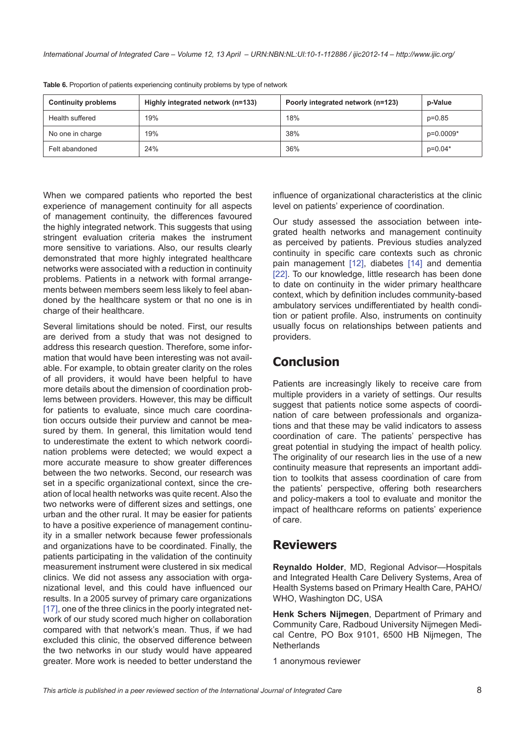**Table 6.** Proportion of patients experiencing continuity problems by type of network

| Continuity problems | Highly integrated network (n=133) | Poorly integrated network (n=123) | p-Value |
|---|---|---|---|
| Health suffered | 19% | 18% | p=0.85 |
| No one in charge | 19% | 38% | p=0.0009* |
| Felt abandoned | 24% | 36% | p=0.04* |

When we compared patients who reported the best experience of management continuity for all aspects of management continuity, the differences favoured the highly integrated network. This suggests that using stringent evaluation criteria makes the instrument more sensitive to variations. Also, our results clearly demonstrated that more highly integrated healthcare networks were associated with a reduction in continuity problems. Patients in a network with formal arrangements between members seem less likely to feel abandoned by the healthcare system or that no one is in charge of their healthcare.

Several limitations should be noted. First, our results are derived from a study that was not designed to address this research question. Therefore, some information that would have been interesting was not available. For example, to obtain greater clarity on the roles of all providers, it would have been helpful to have more details about the dimension of coordination problems between providers. However, this may be difficult for patients to evaluate, since much care coordination occurs outside their purview and cannot be measured by them. In general, this limitation would tend to underestimate the extent to which network coordination problems were detected; we would expect a more accurate measure to show greater differences between the two networks. Second, our research was set in a specific organizational context, since the creation of local health networks was quite recent. Also the two networks were of different sizes and settings, one urban and the other rural. It may be easier for patients to have a positive experience of management continuity in a smaller network because fewer professionals and organizations have to be coordinated. Finally, the patients participating in the validation of the continuity measurement instrument were clustered in six medical clinics. We did not assess any association with organizational level, and this could have influenced our results. In a 2005 survey of primary care organizations [17], one of the three clinics in the poorly integrated network of our study scored much higher on collaboration compared with that network's mean. Thus, if we had excluded this clinic, the observed difference between the two networks in our study would have appeared greater. More work is needed to better understand the influence of organizational characteristics at the clinic level on patients' experience of coordination.

Our study assessed the association between integrated health networks and management continuity as perceived by patients. Previous studies analyzed continuity in specific care contexts such as chronic pain management [12], diabetes [14] and dementia [22]. To our knowledge, little research has been done to date on continuity in the wider primary healthcare context, which by definition includes community-based ambulatory services undifferentiated by health condition or patient profile. Also, instruments on continuity usually focus on relationships between patients and providers.

## Conclusion

Patients are increasingly likely to receive care from multiple providers in a variety of settings. Our results suggest that patients notice some aspects of coordination of care between professionals and organizations and that these may be valid indicators to assess coordination of care. The patients' perspective has great potential in studying the impact of health policy. The originality of our research lies in the use of a new continuity measure that represents an important addition to toolkits that assess coordination of care from the patients' perspective, offering both researchers and policy-makers a tool to evaluate and monitor the impact of healthcare reforms on patients' experience of care.

## Reviewers

**Reynaldo Holder**, MD, Regional Advisor—Hospitals and Integrated Health Care Delivery Systems, Area of Health Systems based on Primary Health Care, PAHO/WHO, Washington DC, USA

**Henk Schers Nijmegen**, Department of Primary and Community Care, Radboud University Nijmegen Medical Centre, PO Box 9101, 6500 HB Nijmegen, The Netherlands

1 anonymous reviewer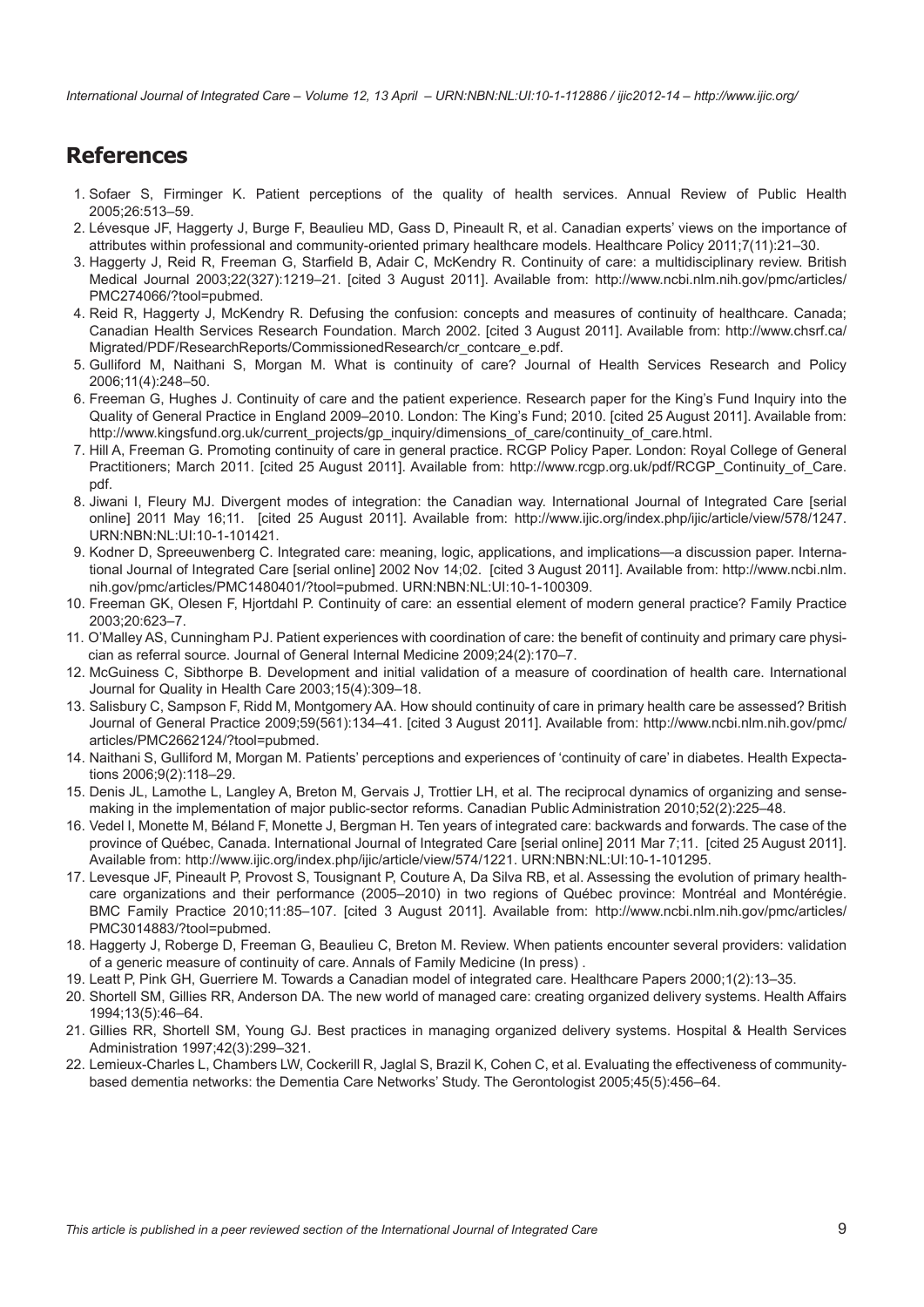## References

1. Sofaer S, Firminger K. Patient perceptions of the quality of health services. Annual Review of Public Health 2005;26:513–59.
2. Lévesque JF, Haggerty J, Burge F, Beaulieu MD, Gass D, Pineault R, et al. Canadian experts' views on the importance of attributes within professional and community-oriented primary healthcare models. Healthcare Policy 2011;7(11):21–30.
3. Haggerty J, Reid R, Freeman G, Starfield B, Adair C, McKendry R. Continuity of care: a multidisciplinary review. British Medical Journal 2003;22(327):1219–21. [cited 3 August 2011]. Available from: http://www.ncbi.nlm.nih.gov/pmc/articles/PMC274066/?tool=pubmed.
4. Reid R, Haggerty J, McKendry R. Defusing the confusion: concepts and measures of continuity of healthcare. Canada; Canadian Health Services Research Foundation. March 2002. [cited 3 August 2011]. Available from: http://www.chsrf.ca/Migrated/PDF/ResearchReports/CommissionedResearch/cr_contcare_e.pdf.
5. Gulliford M, Naithani S, Morgan M. What is continuity of care? Journal of Health Services Research and Policy 2006;11(4):248–50.
6. Freeman G, Hughes J. Continuity of care and the patient experience. Research paper for the King's Fund Inquiry into the Quality of General Practice in England 2009–2010. London: The King's Fund; 2010. [cited 25 August 2011]. Available from: http://www.kingsfund.org.uk/current_projects/gp_inquiry/dimensions_of_care/continuity_of_care.html.
7. Hill A, Freeman G. Promoting continuity of care in general practice. RCGP Policy Paper. London: Royal College of General Practitioners; March 2011. [cited 25 August 2011]. Available from: http://www.rcgp.org.uk/pdf/RCGP_Continuity_of_Care.pdf.
8. Jiwani I, Fleury MJ. Divergent modes of integration: the Canadian way. International Journal of Integrated Care [serial online] 2011 May 16;11. [cited 25 August 2011]. Available from: http://www.ijic.org/index.php/ijic/article/view/578/1247. URN:NBN:NL:UI:10-1-101421.
9. Kodner D, Spreeuwenberg C. Integrated care: meaning, logic, applications, and implications—a discussion paper. International Journal of Integrated Care [serial online] 2002 Nov 14;02. [cited 3 August 2011]. Available from: http://www.ncbi.nlm.nih.gov/pmc/articles/PMC1480401/?tool=pubmed. URN:NBN:NL:UI:10-1-100309.
10. Freeman GK, Olesen F, Hjortdahl P. Continuity of care: an essential element of modern general practice? Family Practice 2003;20:623–7.
11. O'Malley AS, Cunningham PJ. Patient experiences with coordination of care: the benefit of continuity and primary care physician as referral source. Journal of General Internal Medicine 2009;24(2):170–7.
12. McGuiness C, Sibthorpe B. Development and initial validation of a measure of coordination of health care. International Journal for Quality in Health Care 2003;15(4):309–18.
13. Salisbury C, Sampson F, Ridd M, Montgomery AA. How should continuity of care in primary health care be assessed? British Journal of General Practice 2009;59(561):134–41. [cited 3 August 2011]. Available from: http://www.ncbi.nlm.nih.gov/pmc/articles/PMC2662124/?tool=pubmed.
14. Naithani S, Gulliford M, Morgan M. Patients' perceptions and experiences of 'continuity of care' in diabetes. Health Expectations 2006;9(2):118–29.
15. Denis JL, Lamothe L, Langley A, Breton M, Gervais J, Trottier LH, et al. The reciprocal dynamics of organizing and sense-making in the implementation of major public-sector reforms. Canadian Public Administration 2010;52(2):225–48.
16. Vedel I, Monette M, Béland F, Monette J, Bergman H. Ten years of integrated care: backwards and forwards. The case of the province of Québec, Canada. International Journal of Integrated Care [serial online] 2011 Mar 7;11. [cited 25 August 2011]. Available from: http://www.ijic.org/index.php/ijic/article/view/574/1221. URN:NBN:NL:UI:10-1-101295.
17. Levesque JF, Pineault P, Provost S, Tousignant P, Couture A, Da Silva RB, et al. Assessing the evolution of primary healthcare organizations and their performance (2005–2010) in two regions of Québec province: Montréal and Montérégie. BMC Family Practice 2010;11:85–107. [cited 3 August 2011]. Available from: http://www.ncbi.nlm.nih.gov/pmc/articles/PMC3014883/?tool=pubmed.
18. Haggerty J, Roberge D, Freeman G, Beaulieu C, Breton M. Review. When patients encounter several providers: validation of a generic measure of continuity of care. Annals of Family Medicine (In press) .
19. Leatt P, Pink GH, Guerriere M. Towards a Canadian model of integrated care. Healthcare Papers 2000;1(2):13–35.
20. Shortell SM, Gillies RR, Anderson DA. The new world of managed care: creating organized delivery systems. Health Affairs 1994;13(5):46–64.
21. Gillies RR, Shortell SM, Young GJ. Best practices in managing organized delivery systems. Hospital & Health Services Administration 1997;42(3):299–321.
22. Lemieux-Charles L, Chambers LW, Cockerill R, Jaglal S, Brazil K, Cohen C, et al. Evaluating the effectiveness of community-based dementia networks: the Dementia Care Networks' Study. The Gerontologist 2005;45(5):456–64.

*This article is published in a peer reviewed section of the International Journal of Integrated Care*